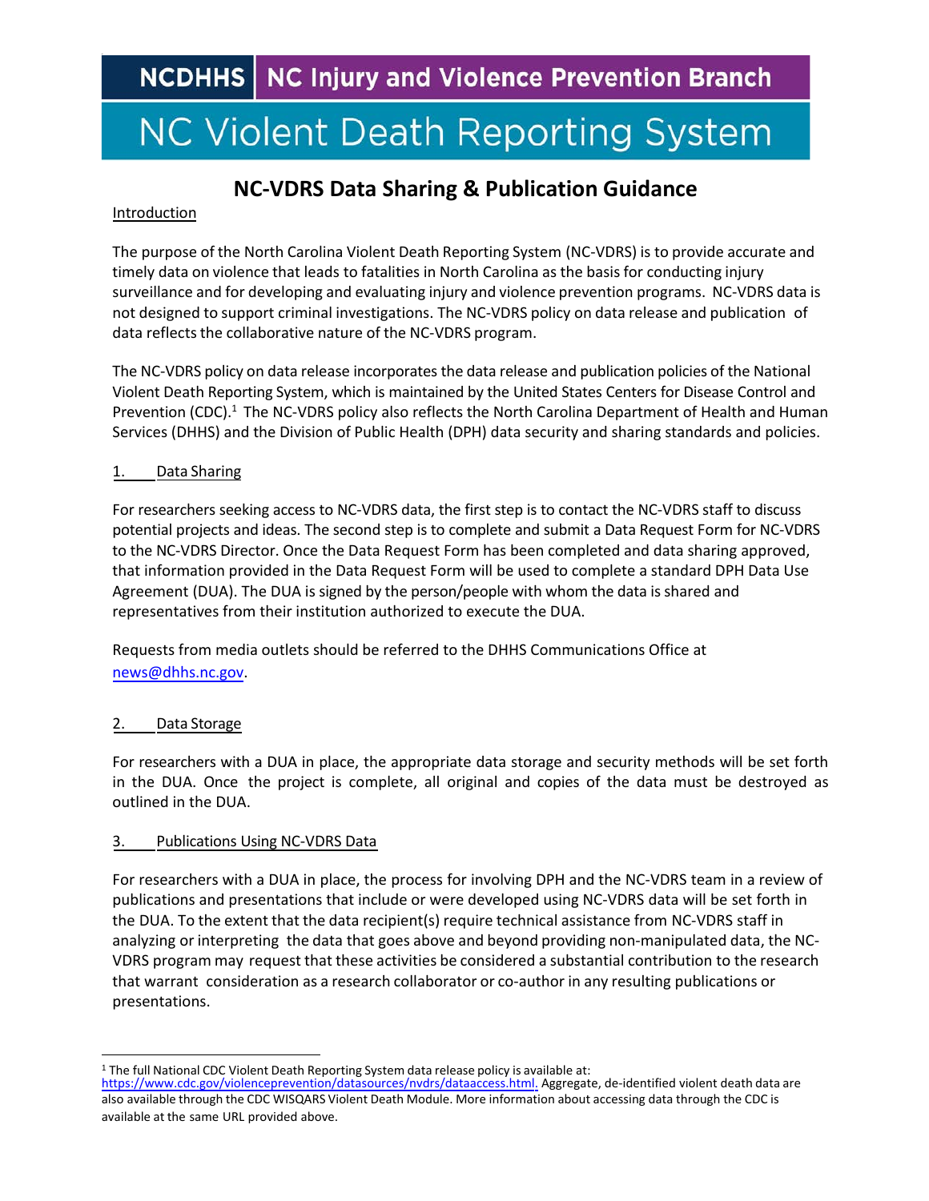NCDHHS | NC Injury and Violence Prevention Branch

# NC Violent Death Reporting System

## NC-VDRS Data Sharing & Publication Guidance

Introduction

The purpose of the North Carolina Violent Death Reporting System (NC-VDRS) is to provide accurate and timely data on violence that leads to fatalities in North Carolina as the basis for conducting injury surveillance and for developing and evaluating injury and violence prevention programs. NC-VDRS data is not designed to support criminal investigations. The NC-VDRS policy on data release and publication of data reflects the collaborative nature of the NC-VDRS program.

The NC-VDRS policy on data release incorporates the data release and publication policies of the National Violent Death Reporting System, which is maintained by the United States Centers for Disease Control and Prevention (CDC).[1] The NC-VDRS policy also reflects the North Carolina Department of Health and Human Services (DHHS) and the Division of Public Health (DPH) data security and sharing standards and policies.

### 1. Data Sharing

For researchers seeking access to NC-VDRS data, the first step is to contact the NC-VDRS staff to discuss potential projects and ideas. The second step is to complete and submit a Data Request Form for NC-VDRS to the NC-VDRS Director. Once the Data Request Form has been completed and data sharing approved, that information provided in the Data Request Form will be used to complete a standard DPH Data Use Agreement (DUA). The DUA is signed by the person/people with whom the data is shared and representatives from their institution authorized to execute the DUA.

Requests from media outlets should be referred to the DHHS Communications Office at news@dhhs.nc.gov.

### 2. Data Storage

For researchers with a DUA in place, the appropriate data storage and security methods will be set forth in the DUA. Once the project is complete, all original and copies of the data must be destroyed as outlined in the DUA.

### 3. Publications Using NC-VDRS Data

For researchers with a DUA in place, the process for involving DPH and the NC-VDRS team in a review of publications and presentations that include or were developed using NC-VDRS data will be set forth in the DUA. To the extent that the data recipient(s) require technical assistance from NC-VDRS staff in analyzing or interpreting the data that goes above and beyond providing non-manipulated data, the NC-VDRS program may request that these activities be considered a substantial contribution to the research that warrant consideration as a research collaborator or co-author in any resulting publications or presentations.

---

[1] The full National CDC Violent Death Reporting System data release policy is available at: https://www.cdc.gov/violenceprevention/datasources/nvdrs/dataaccess.html. Aggregate, de-identified violent death data are also available through the CDC WISQARS Violent Death Module. More information about accessing data through the CDC is available at the same URL provided above.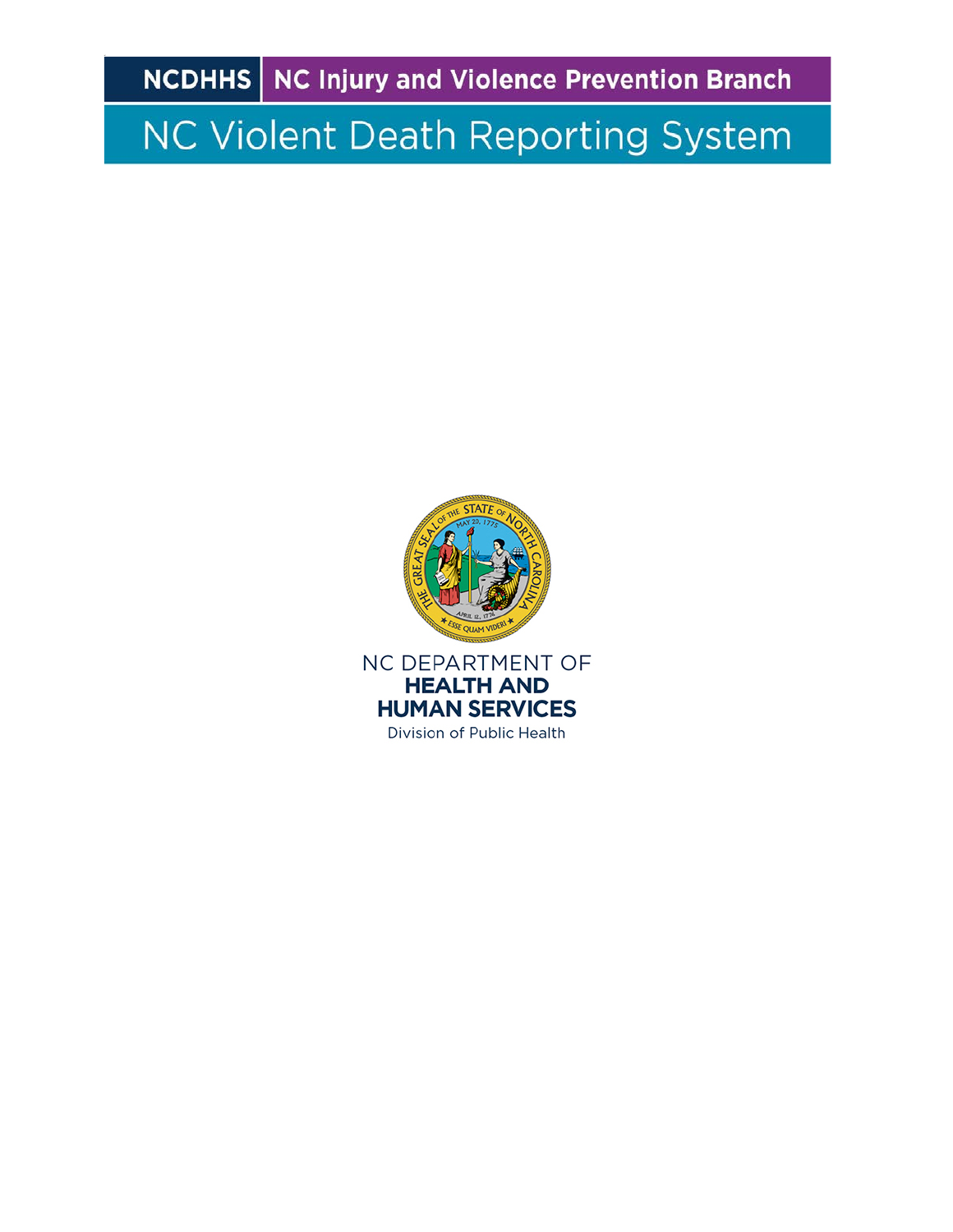NCDHHS | NC Injury and Violence Prevention Branch

# NC Violent Death Reporting System

NC DEPARTMENT OF
**HEALTH AND HUMAN SERVICES**
Division of Public Health